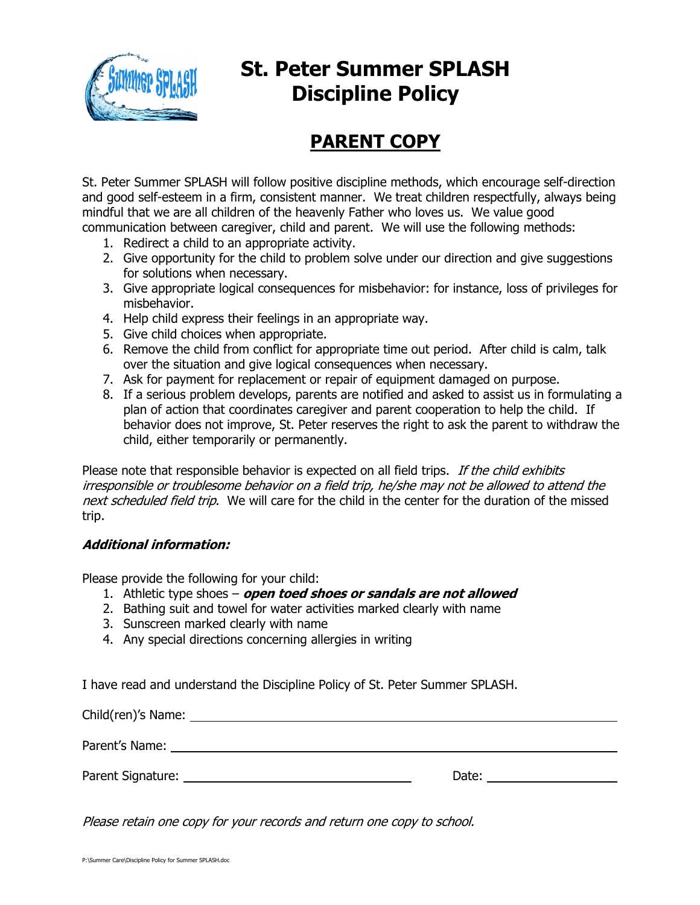# St. Peter Summer SPLASH Discipline Policy

## PARENT COPY

St. Peter Summer SPLASH will follow positive discipline methods, which encourage self-direction and good self-esteem in a firm, consistent manner. We treat children respectfully, always being mindful that we are all children of the heavenly Father who loves us. We value good communication between caregiver, child and parent. We will use the following methods:

1. Redirect a child to an appropriate activity.
2. Give opportunity for the child to problem solve under our direction and give suggestions for solutions when necessary.
3. Give appropriate logical consequences for misbehavior: for instance, loss of privileges for misbehavior.
4. Help child express their feelings in an appropriate way.
5. Give child choices when appropriate.
6. Remove the child from conflict for appropriate time out period. After child is calm, talk over the situation and give logical consequences when necessary.
7. Ask for payment for replacement or repair of equipment damaged on purpose.
8. If a serious problem develops, parents are notified and asked to assist us in formulating a plan of action that coordinates caregiver and parent cooperation to help the child. If behavior does not improve, St. Peter reserves the right to ask the parent to withdraw the child, either temporarily or permanently.

Please note that responsible behavior is expected on all field trips. *If the child exhibits irresponsible or troublesome behavior on a field trip, he/she may not be allowed to attend the next scheduled field trip*. We will care for the child in the center for the duration of the missed trip.

***Additional information:***

Please provide the following for your child:

1. Athletic type shoes – ***open toed shoes or sandals are not allowed***
2. Bathing suit and towel for water activities marked clearly with name
3. Sunscreen marked clearly with name
4. Any special directions concerning allergies in writing

I have read and understand the Discipline Policy of St. Peter Summer SPLASH.

Child(ren)'s Name: ______________________________

Parent's Name: ______________________________

Parent Signature: ______________________________ Date: ______________

*Please retain one copy for your records and return one copy to school.*

P:\Summer Care\Discipline Policy for Summer SPLASH.doc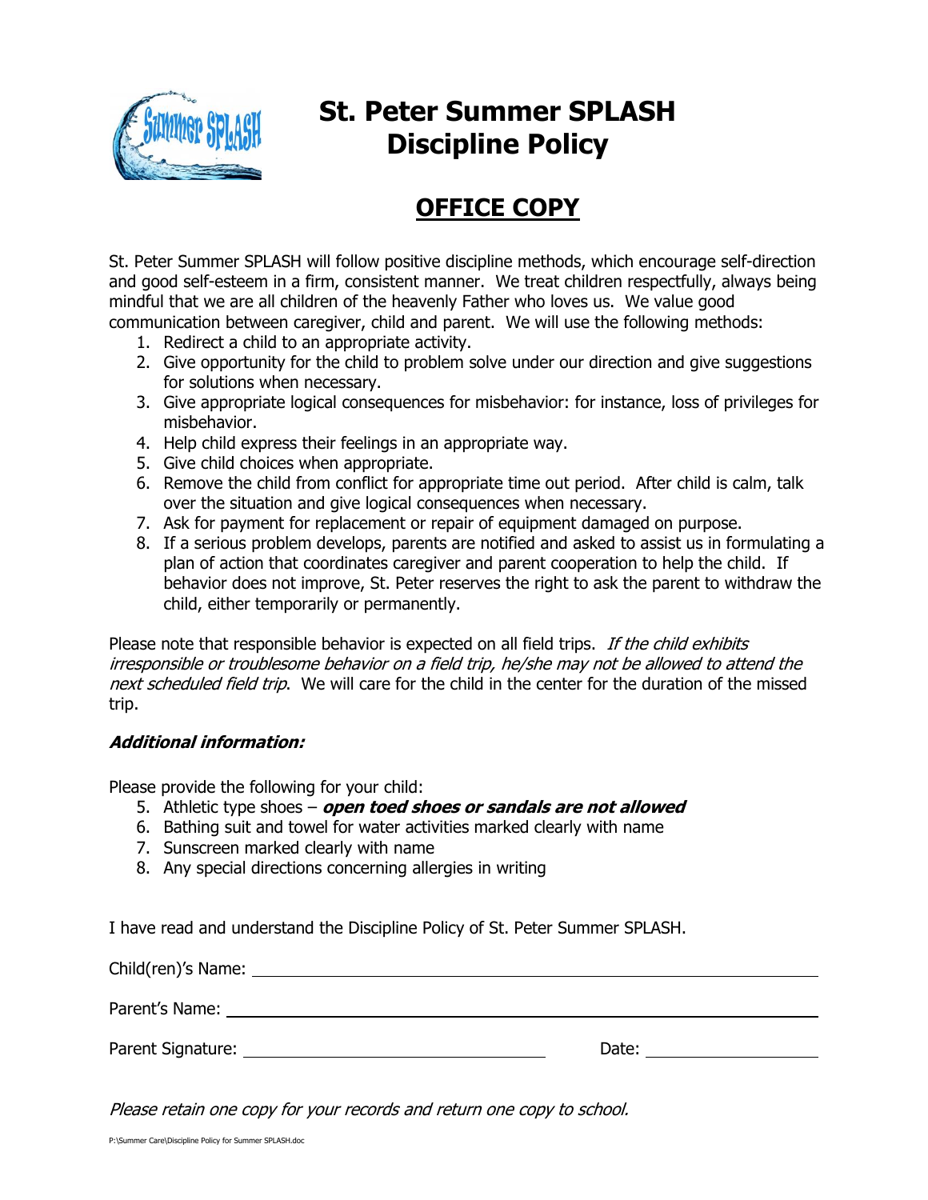# St. Peter Summer SPLASH Discipline Policy

## OFFICE COPY

St. Peter Summer SPLASH will follow positive discipline methods, which encourage self-direction and good self-esteem in a firm, consistent manner. We treat children respectfully, always being mindful that we are all children of the heavenly Father who loves us. We value good communication between caregiver, child and parent. We will use the following methods:

1. Redirect a child to an appropriate activity.
2. Give opportunity for the child to problem solve under our direction and give suggestions for solutions when necessary.
3. Give appropriate logical consequences for misbehavior: for instance, loss of privileges for misbehavior.
4. Help child express their feelings in an appropriate way.
5. Give child choices when appropriate.
6. Remove the child from conflict for appropriate time out period. After child is calm, talk over the situation and give logical consequences when necessary.
7. Ask for payment for replacement or repair of equipment damaged on purpose.
8. If a serious problem develops, parents are notified and asked to assist us in formulating a plan of action that coordinates caregiver and parent cooperation to help the child. If behavior does not improve, St. Peter reserves the right to ask the parent to withdraw the child, either temporarily or permanently.

Please note that responsible behavior is expected on all field trips. *If the child exhibits irresponsible or troublesome behavior on a field trip, he/she may not be allowed to attend the next scheduled field trip*. We will care for the child in the center for the duration of the missed trip.

***Additional information:***

Please provide the following for your child:

5. Athletic type shoes – ***open toed shoes or sandals are not allowed***
6. Bathing suit and towel for water activities marked clearly with name
7. Sunscreen marked clearly with name
8. Any special directions concerning allergies in writing

I have read and understand the Discipline Policy of St. Peter Summer SPLASH.

Child(ren)'s Name: ______________________________

Parent's Name: ______________________________

Parent Signature: ______________________________ Date: ______________

*Please retain one copy for your records and return one copy to school.*

P:\Summer Care\Discipline Policy for Summer SPLASH.doc